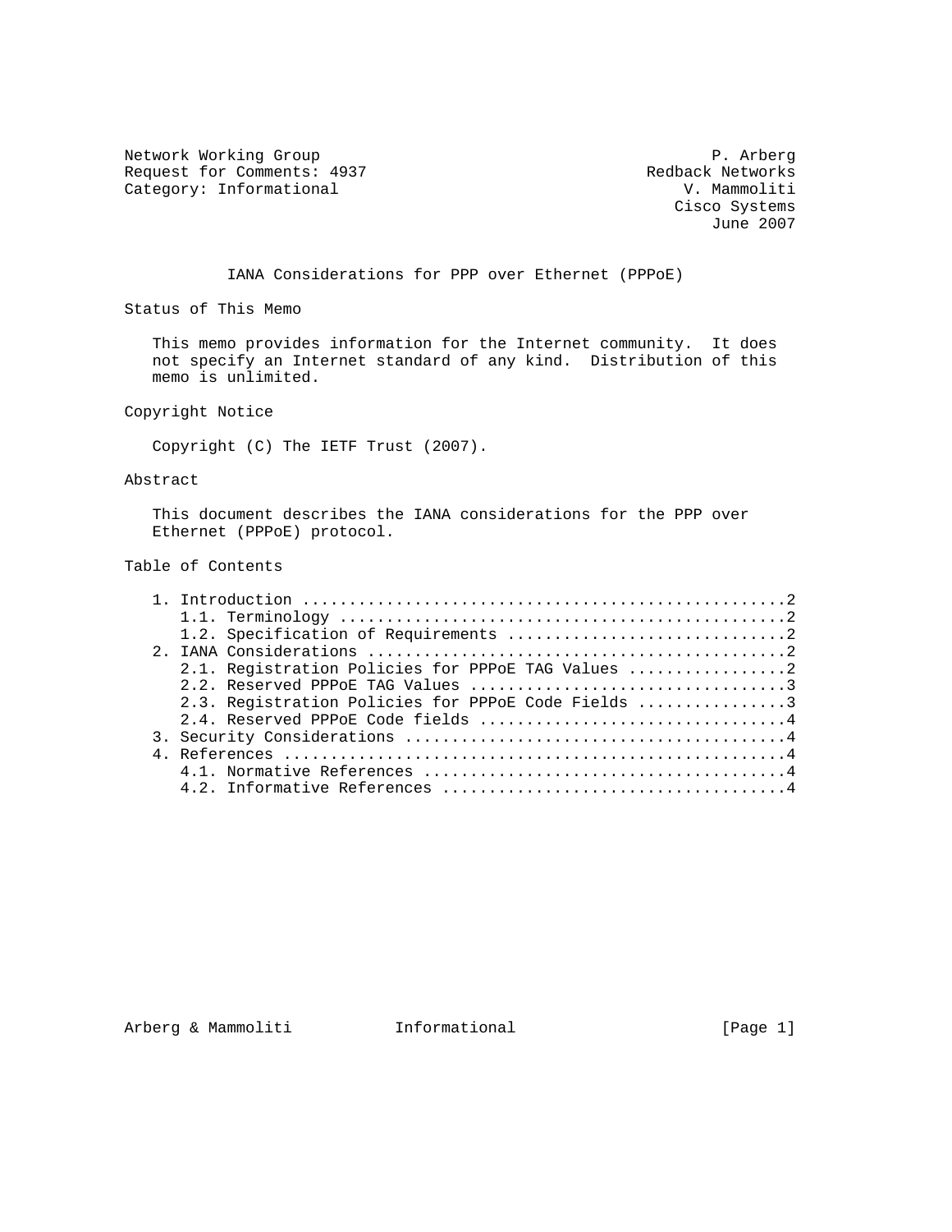Network Working Group P. Arberg
Request for Comments: 4937 Redback Networks
Category: Informational V. Mammoliti
Cisco Systems
June 2007

# IANA Considerations for PPP over Ethernet (PPPoE)

## Status of This Memo

This memo provides information for the Internet community. It does not specify an Internet standard of any kind. Distribution of this memo is unlimited.

## Copyright Notice

Copyright (C) The IETF Trust (2007).

## Abstract

This document describes the IANA considerations for the PPP over Ethernet (PPPoE) protocol.

## Table of Contents

```
1. Introduction ....................................................2
   1.1. Terminology ................................................2
   1.2. Specification of Requirements ..............................2
2. IANA Considerations .............................................2
   2.1. Registration Policies for PPPoE TAG Values .................2
   2.2. Reserved PPPoE TAG Values ..................................3
   2.3. Registration Policies for PPPoE Code Fields ................3
   2.4. Reserved PPPoE Code fields .................................4
3. Security Considerations .........................................4
4. References ......................................................4
   4.1. Normative References .......................................4
   4.2. Informative References .....................................4
```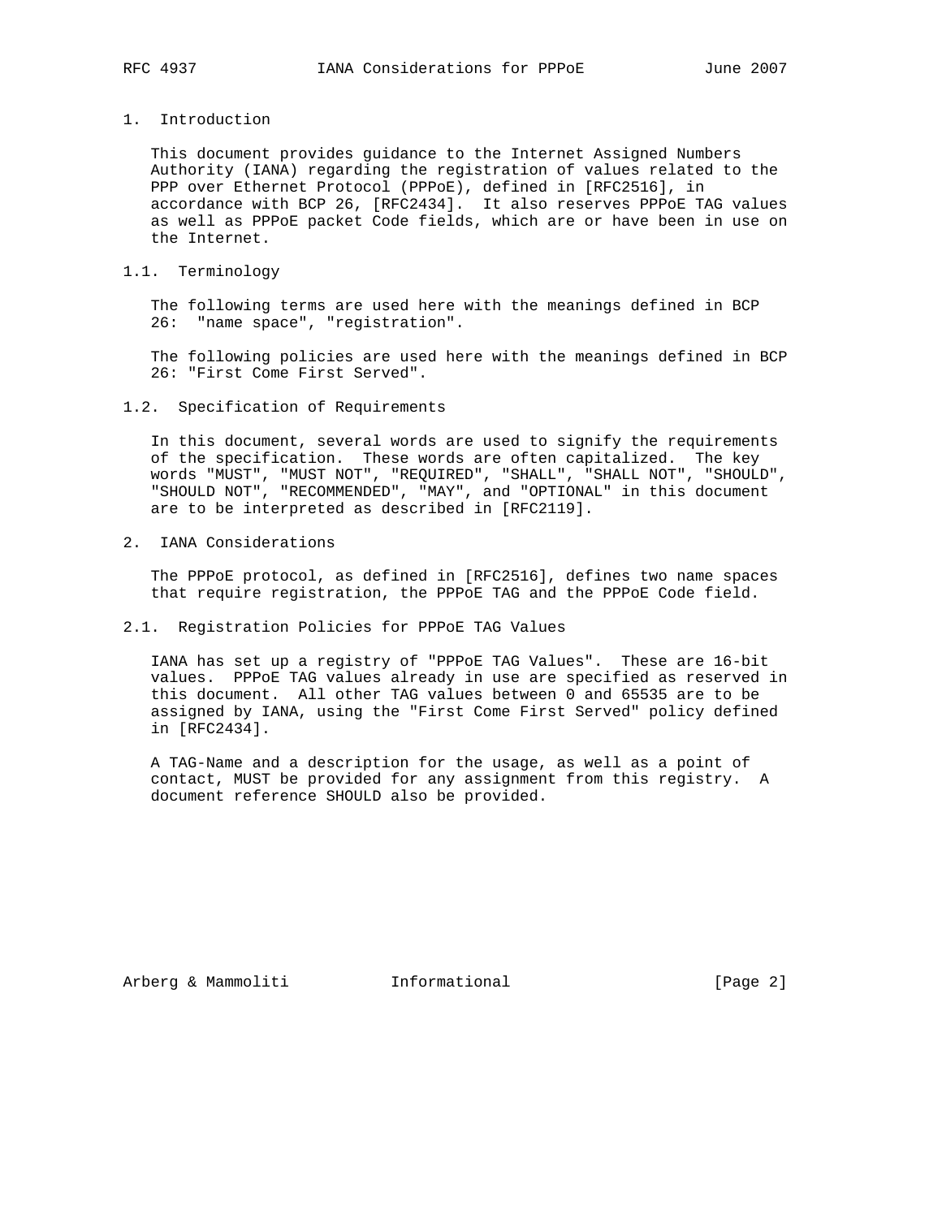## 1. Introduction

This document provides guidance to the Internet Assigned Numbers Authority (IANA) regarding the registration of values related to the PPP over Ethernet Protocol (PPPoE), defined in [RFC2516], in accordance with BCP 26, [RFC2434]. It also reserves PPPoE TAG values as well as PPPoE packet Code fields, which are or have been in use on the Internet.

### 1.1. Terminology

The following terms are used here with the meanings defined in BCP 26: "name space", "registration".

The following policies are used here with the meanings defined in BCP 26: "First Come First Served".

### 1.2. Specification of Requirements

In this document, several words are used to signify the requirements of the specification. These words are often capitalized. The key words "MUST", "MUST NOT", "REQUIRED", "SHALL", "SHALL NOT", "SHOULD", "SHOULD NOT", "RECOMMENDED", "MAY", and "OPTIONAL" in this document are to be interpreted as described in [RFC2119].

## 2. IANA Considerations

The PPPoE protocol, as defined in [RFC2516], defines two name spaces that require registration, the PPPoE TAG and the PPPoE Code field.

### 2.1. Registration Policies for PPPoE TAG Values

IANA has set up a registry of "PPPoE TAG Values". These are 16-bit values. PPPoE TAG values already in use are specified as reserved in this document. All other TAG values between 0 and 65535 are to be assigned by IANA, using the "First Come First Served" policy defined in [RFC2434].

A TAG-Name and a description for the usage, as well as a point of contact, MUST be provided for any assignment from this registry. A document reference SHOULD also be provided.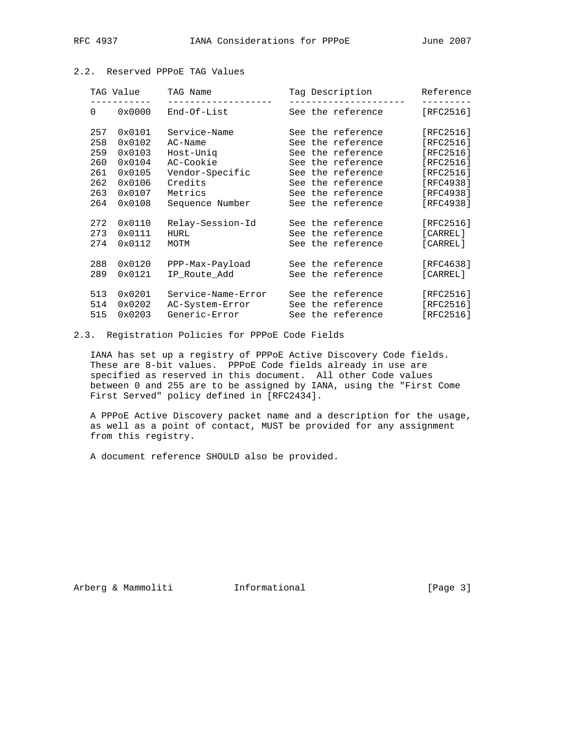## 2.2. Reserved PPPoE TAG Values

| TAG Value | | TAG Name | Tag Description | Reference |
|---|---|---|---|---|
| 0 | 0x0000 | End-Of-List | See the reference | [RFC2516] |
| 257 | 0x0101 | Service-Name | See the reference | [RFC2516] |
| 258 | 0x0102 | AC-Name | See the reference | [RFC2516] |
| 259 | 0x0103 | Host-Uniq | See the reference | [RFC2516] |
| 260 | 0x0104 | AC-Cookie | See the reference | [RFC2516] |
| 261 | 0x0105 | Vendor-Specific | See the reference | [RFC2516] |
| 262 | 0x0106 | Credits | See the reference | [RFC4938] |
| 263 | 0x0107 | Metrics | See the reference | [RFC4938] |
| 264 | 0x0108 | Sequence Number | See the reference | [RFC4938] |
| 272 | 0x0110 | Relay-Session-Id | See the reference | [RFC2516] |
| 273 | 0x0111 | HURL | See the reference | [CARREL] |
| 274 | 0x0112 | MOTM | See the reference | [CARREL] |
| 288 | 0x0120 | PPP-Max-Payload | See the reference | [RFC4638] |
| 289 | 0x0121 | IP_Route_Add | See the reference | [CARREL] |
| 513 | 0x0201 | Service-Name-Error | See the reference | [RFC2516] |
| 514 | 0x0202 | AC-System-Error | See the reference | [RFC2516] |
| 515 | 0x0203 | Generic-Error | See the reference | [RFC2516] |

## 2.3. Registration Policies for PPPoE Code Fields

IANA has set up a registry of PPPoE Active Discovery Code fields. These are 8-bit values. PPPoE Code fields already in use are specified as reserved in this document. All other Code values between 0 and 255 are to be assigned by IANA, using the "First Come First Served" policy defined in [RFC2434].

A PPPoE Active Discovery packet name and a description for the usage, as well as a point of contact, MUST be provided for any assignment from this registry.

A document reference SHOULD also be provided.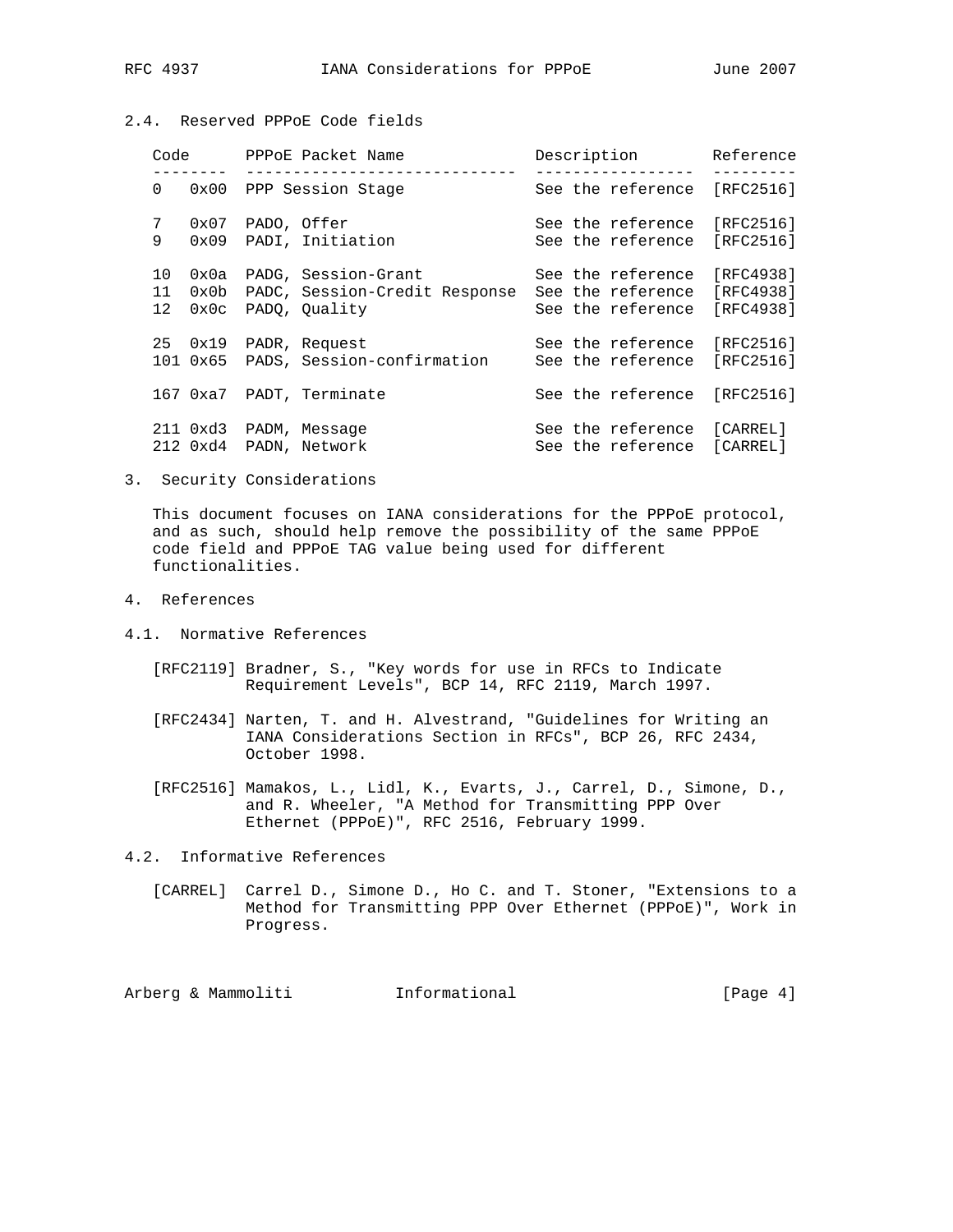## 2.4. Reserved PPPoE Code fields

| Code | | PPPoE Packet Name | Description | Reference |
|---|---|---|---|---|
| 0 | 0x00 | PPP Session Stage | See the reference | [RFC2516] |
| 7 | 0x07 | PADO, Offer | See the reference | [RFC2516] |
| 9 | 0x09 | PADI, Initiation | See the reference | [RFC2516] |
| 10 | 0x0a | PADG, Session-Grant | See the reference | [RFC4938] |
| 11 | 0x0b | PADC, Session-Credit Response | See the reference | [RFC4938] |
| 12 | 0x0c | PADQ, Quality | See the reference | [RFC4938] |
| 25 | 0x19 | PADR, Request | See the reference | [RFC2516] |
| 101 | 0x65 | PADS, Session-confirmation | See the reference | [RFC2516] |
| 167 | 0xa7 | PADT, Terminate | See the reference | [RFC2516] |
| 211 | 0xd3 | PADM, Message | See the reference | [CARREL] |
| 212 | 0xd4 | PADN, Network | See the reference | [CARREL] |

## 3. Security Considerations

This document focuses on IANA considerations for the PPPoE protocol, and as such, should help remove the possibility of the same PPPoE code field and PPPoE TAG value being used for different functionalities.

## 4. References

### 4.1. Normative References

[RFC2119] Bradner, S., "Key words for use in RFCs to Indicate Requirement Levels", BCP 14, RFC 2119, March 1997.

[RFC2434] Narten, T. and H. Alvestrand, "Guidelines for Writing an IANA Considerations Section in RFCs", BCP 26, RFC 2434, October 1998.

[RFC2516] Mamakos, L., Lidl, K., Evarts, J., Carrel, D., Simone, D., and R. Wheeler, "A Method for Transmitting PPP Over Ethernet (PPPoE)", RFC 2516, February 1999.

### 4.2. Informative References

[CARREL] Carrel D., Simone D., Ho C. and T. Stoner, "Extensions to a Method for Transmitting PPP Over Ethernet (PPPoE)", Work in Progress.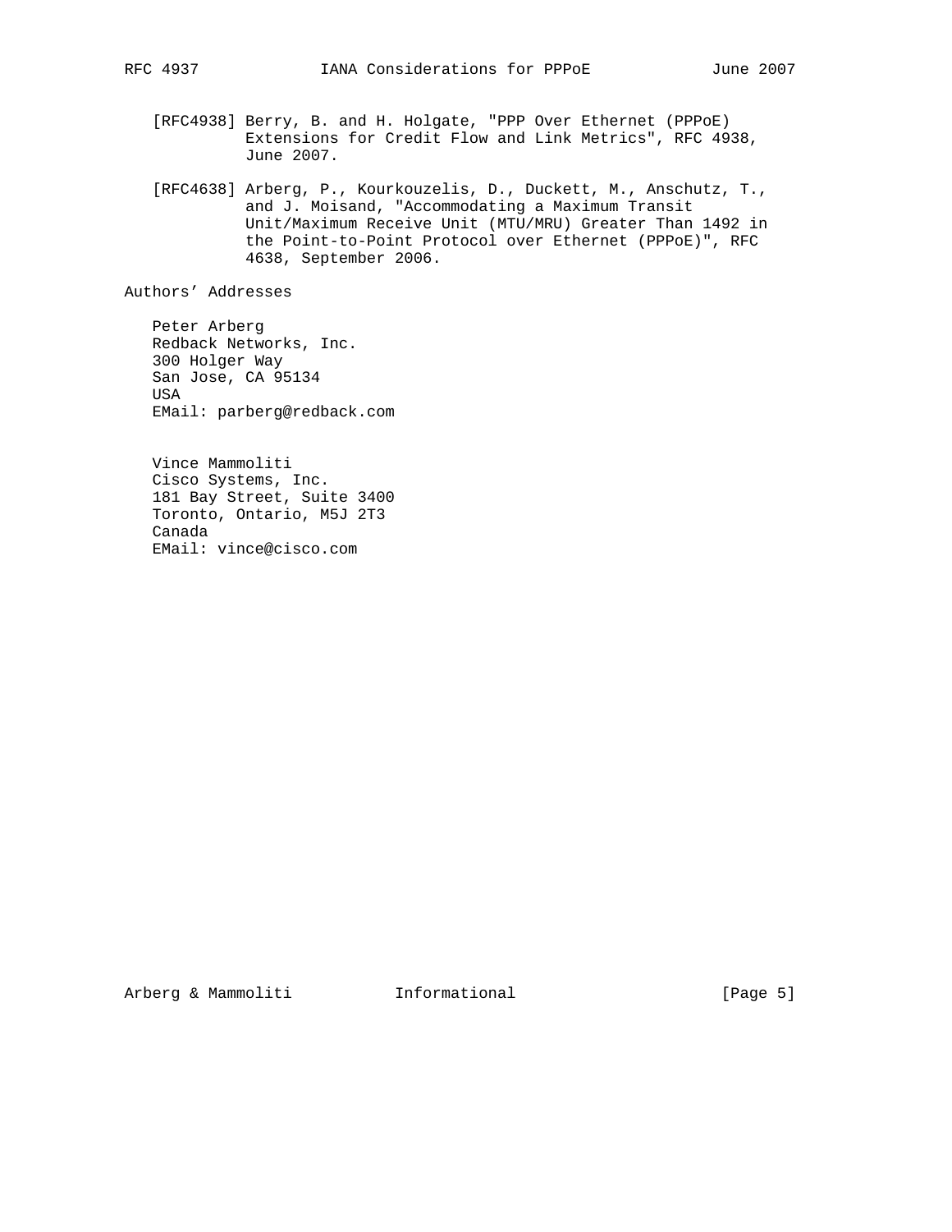[RFC4938] Berry, B. and H. Holgate, "PPP Over Ethernet (PPPoE) Extensions for Credit Flow and Link Metrics", RFC 4938, June 2007.

[RFC4638] Arberg, P., Kourkouzelis, D., Duckett, M., Anschutz, T., and J. Moisand, "Accommodating a Maximum Transit Unit/Maximum Receive Unit (MTU/MRU) Greater Than 1492 in the Point-to-Point Protocol over Ethernet (PPPoE)", RFC 4638, September 2006.

## Authors' Addresses

Peter Arberg
Redback Networks, Inc.
300 Holger Way
San Jose, CA 95134
USA
EMail: parberg@redback.com

Vince Mammoliti
Cisco Systems, Inc.
181 Bay Street, Suite 3400
Toronto, Ontario, M5J 2T3
Canada
EMail: vince@cisco.com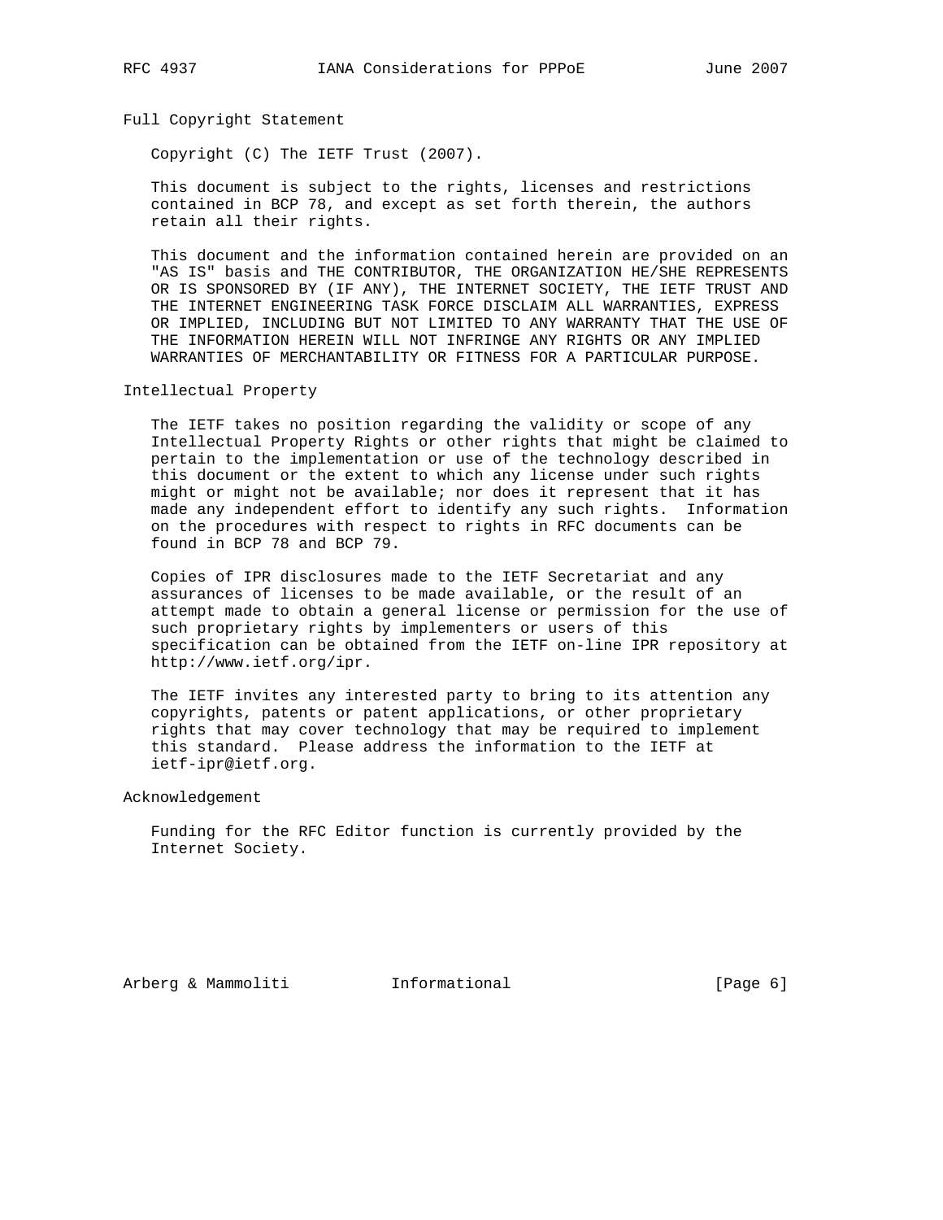## Full Copyright Statement

Copyright (C) The IETF Trust (2007).

This document is subject to the rights, licenses and restrictions contained in BCP 78, and except as set forth therein, the authors retain all their rights.

This document and the information contained herein are provided on an "AS IS" basis and THE CONTRIBUTOR, THE ORGANIZATION HE/SHE REPRESENTS OR IS SPONSORED BY (IF ANY), THE INTERNET SOCIETY, THE IETF TRUST AND THE INTERNET ENGINEERING TASK FORCE DISCLAIM ALL WARRANTIES, EXPRESS OR IMPLIED, INCLUDING BUT NOT LIMITED TO ANY WARRANTY THAT THE USE OF THE INFORMATION HEREIN WILL NOT INFRINGE ANY RIGHTS OR ANY IMPLIED WARRANTIES OF MERCHANTABILITY OR FITNESS FOR A PARTICULAR PURPOSE.

## Intellectual Property

The IETF takes no position regarding the validity or scope of any Intellectual Property Rights or other rights that might be claimed to pertain to the implementation or use of the technology described in this document or the extent to which any license under such rights might or might not be available; nor does it represent that it has made any independent effort to identify any such rights. Information on the procedures with respect to rights in RFC documents can be found in BCP 78 and BCP 79.

Copies of IPR disclosures made to the IETF Secretariat and any assurances of licenses to be made available, or the result of an attempt made to obtain a general license or permission for the use of such proprietary rights by implementers or users of this specification can be obtained from the IETF on-line IPR repository at http://www.ietf.org/ipr.

The IETF invites any interested party to bring to its attention any copyrights, patents or patent applications, or other proprietary rights that may cover technology that may be required to implement this standard. Please address the information to the IETF at ietf-ipr@ietf.org.

## Acknowledgement

Funding for the RFC Editor function is currently provided by the Internet Society.